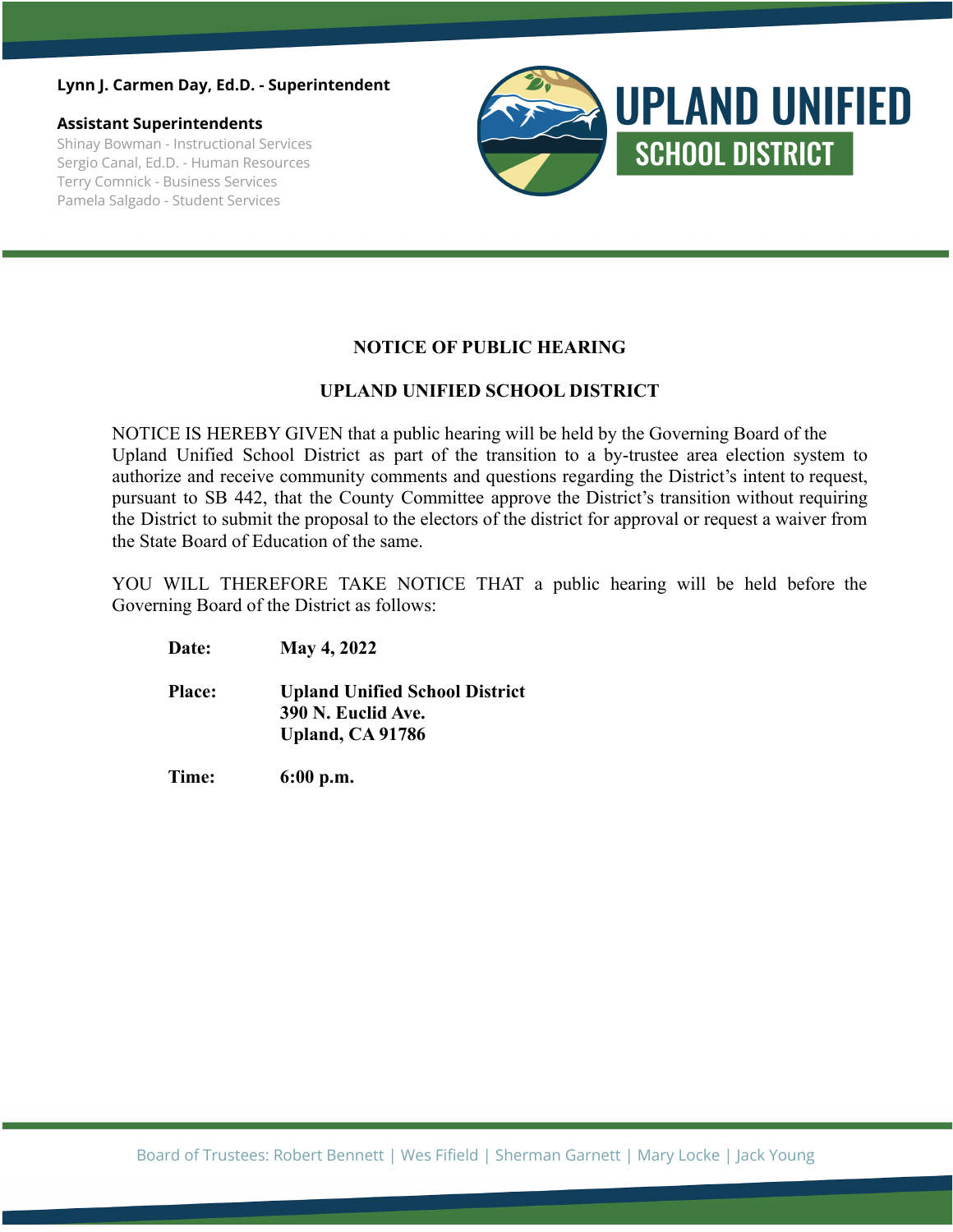**Lynn J. Carmen Day, Ed.D. - Superintendent**

**Assistant Superintendents**

Shinay Bowman - Instructional Services
Sergio Canal, Ed.D. - Human Resources
Terry Comnick - Business Services
Pamela Salgado - Student Services

**UPLAND UNIFIED SCHOOL DISTRICT**

## NOTICE OF PUBLIC HEARING

## UPLAND UNIFIED SCHOOL DISTRICT

NOTICE IS HEREBY GIVEN that a public hearing will be held by the Governing Board of the Upland Unified School District as part of the transition to a by-trustee area election system to authorize and receive community comments and questions regarding the District's intent to request, pursuant to SB 442, that the County Committee approve the District's transition without requiring the District to submit the proposal to the electors of the district for approval or request a waiver from the State Board of Education of the same.

YOU WILL THEREFORE TAKE NOTICE THAT a public hearing will be held before the Governing Board of the District as follows:

**Date:** **May 4, 2022**

**Place:** **Upland Unified School District**
**390 N. Euclid Ave.**
**Upland, CA 91786**

**Time:** **6:00 p.m.**

Board of Trustees: Robert Bennett | Wes Fifield | Sherman Garnett | Mary Locke | Jack Young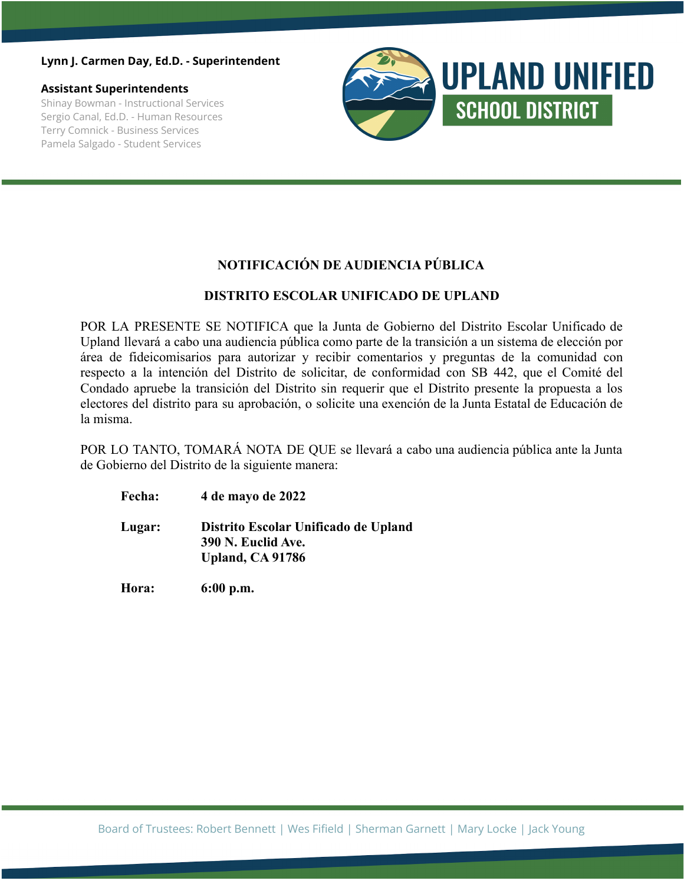**Lynn J. Carmen Day, Ed.D. - Superintendent**

**Assistant Superintendents**

Shinay Bowman - Instructional Services
Sergio Canal, Ed.D. - Human Resources
Terry Comnick - Business Services
Pamela Salgado - Student Services

**UPLAND UNIFIED SCHOOL DISTRICT**

## NOTIFICACIÓN DE AUDIENCIA PÚBLICA

## DISTRITO ESCOLAR UNIFICADO DE UPLAND

POR LA PRESENTE SE NOTIFICA que la Junta de Gobierno del Distrito Escolar Unificado de Upland llevará a cabo una audiencia pública como parte de la transición a un sistema de elección por área de fideicomisarios para autorizar y recibir comentarios y preguntas de la comunidad con respecto a la intención del Distrito de solicitar, de conformidad con SB 442, que el Comité del Condado apruebe la transición del Distrito sin requerir que el Distrito presente la propuesta a los electores del distrito para su aprobación, o solicite una exención de la Junta Estatal de Educación de la misma.

POR LO TANTO, TOMARÁ NOTA DE QUE se llevará a cabo una audiencia pública ante la Junta de Gobierno del Distrito de la siguiente manera:

**Fecha:** **4 de mayo de 2022**

**Lugar:** **Distrito Escolar Unificado de Upland**
**390 N. Euclid Ave.**
**Upland, CA 91786**

**Hora:** **6:00 p.m.**

Board of Trustees: Robert Bennett | Wes Fifield | Sherman Garnett | Mary Locke | Jack Young